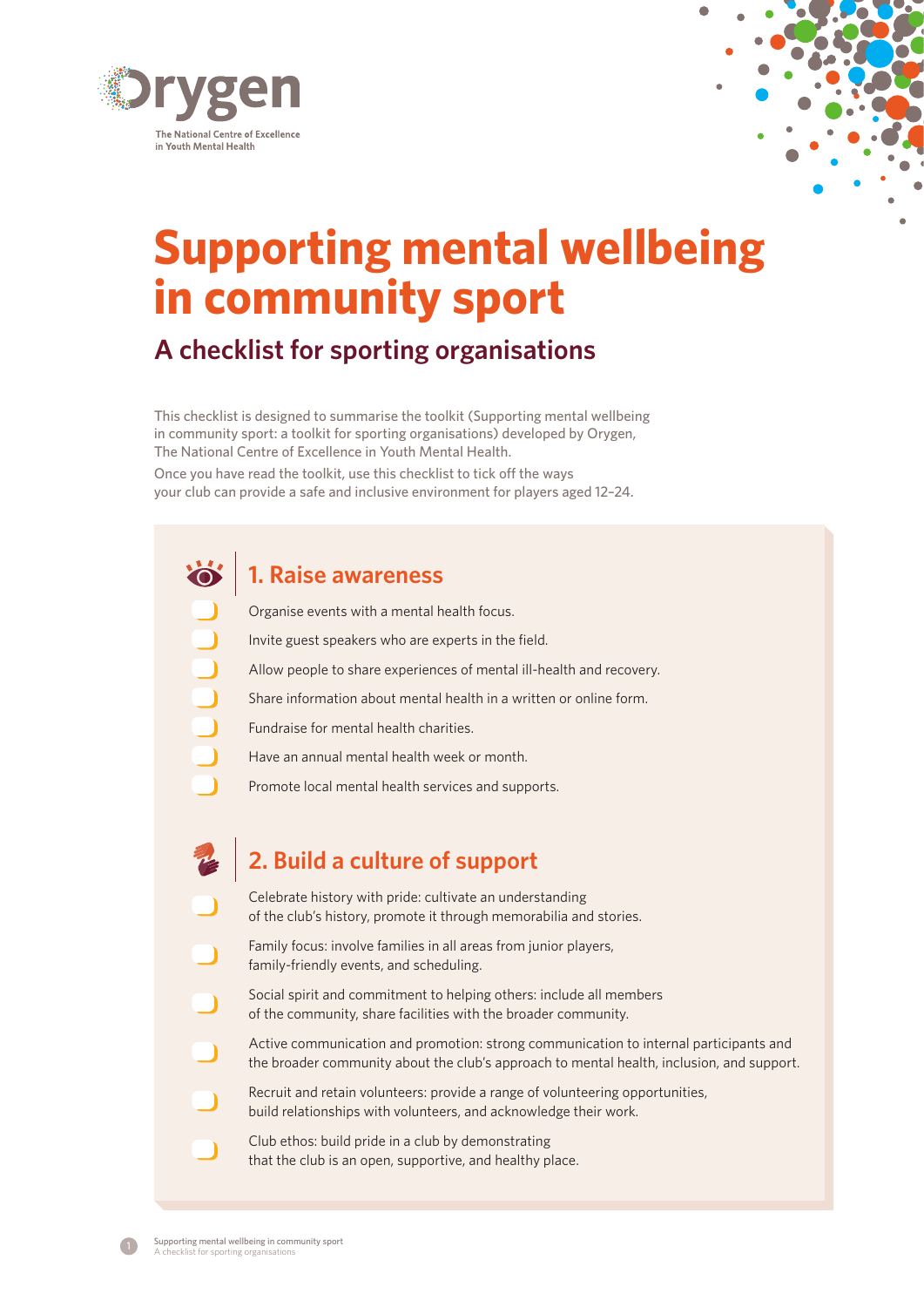Orygen

The National Centre of Excellence in Youth Mental Health

# Supporting mental wellbeing in community sport

## A checklist for sporting organisations

This checklist is designed to summarise the toolkit (Supporting mental wellbeing in community sport: a toolkit for sporting organisations) developed by Orygen, The National Centre of Excellence in Youth Mental Health.

Once you have read the toolkit, use this checklist to tick off the ways your club can provide a safe and inclusive environment for players aged 12–24.

### 1. Raise awareness

- [ ] Organise events with a mental health focus.
- [ ] Invite guest speakers who are experts in the field.
- [ ] Allow people to share experiences of mental ill-health and recovery.
- [ ] Share information about mental health in a written or online form.
- [ ] Fundraise for mental health charities.
- [ ] Have an annual mental health week or month.
- [ ] Promote local mental health services and supports.

### 2. Build a culture of support

- [ ] Celebrate history with pride: cultivate an understanding of the club's history, promote it through memorabilia and stories.
- [ ] Family focus: involve families in all areas from junior players, family-friendly events, and scheduling.
- [ ] Social spirit and commitment to helping others: include all members of the community, share facilities with the broader community.
- [ ] Active communication and promotion: strong communication to internal participants and the broader community about the club's approach to mental health, inclusion, and support.
- [ ] Recruit and retain volunteers: provide a range of volunteering opportunities, build relationships with volunteers, and acknowledge their work.
- [ ] Club ethos: build pride in a club by demonstrating that the club is an open, supportive, and healthy place.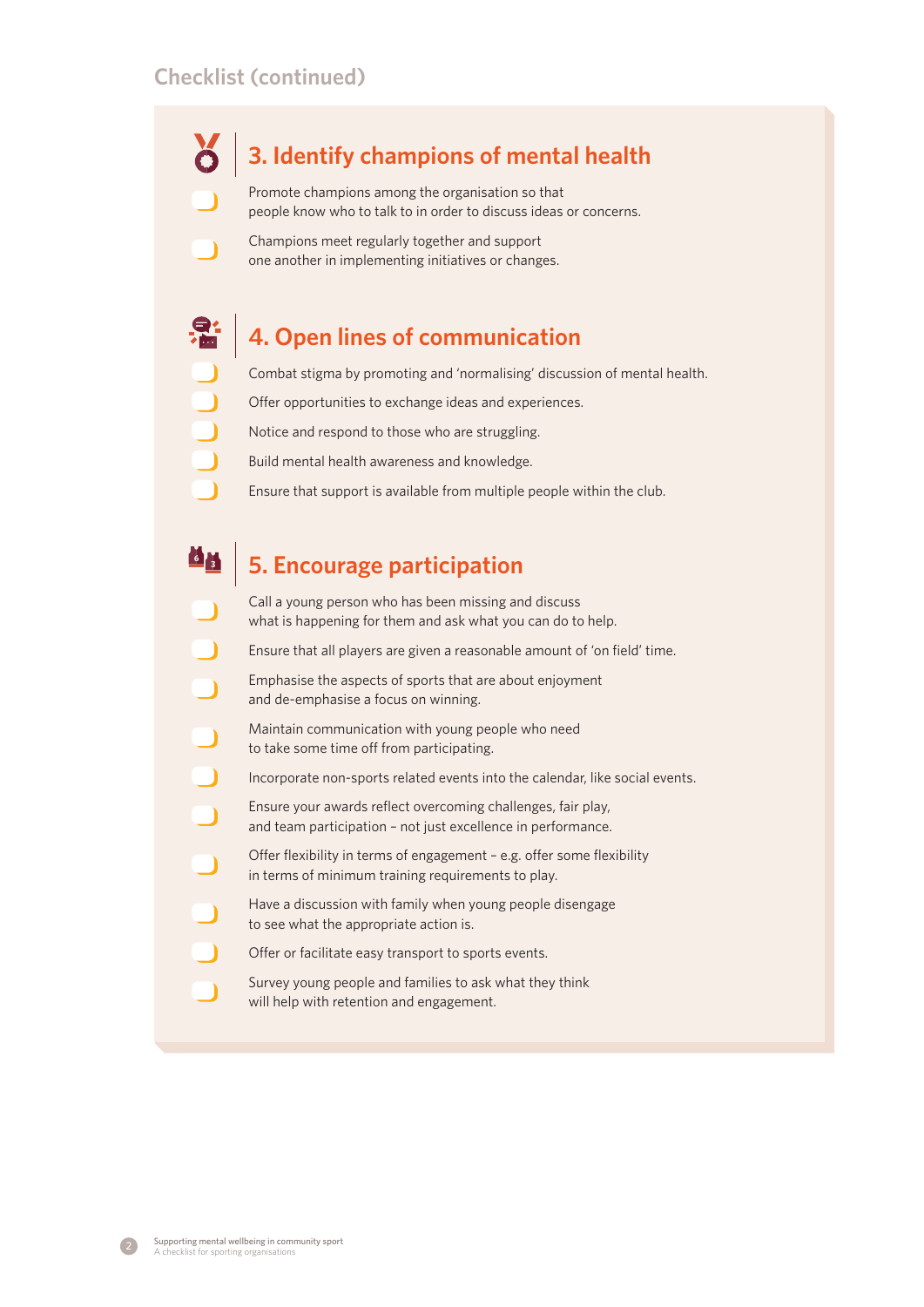## Checklist (continued)

### 3. Identify champions of mental health

- [ ] Promote champions among the organisation so that people know who to talk to in order to discuss ideas or concerns.
- [ ] Champions meet regularly together and support one another in implementing initiatives or changes.

### 4. Open lines of communication

- [ ] Combat stigma by promoting and 'normalising' discussion of mental health.
- [ ] Offer opportunities to exchange ideas and experiences.
- [ ] Notice and respond to those who are struggling.
- [ ] Build mental health awareness and knowledge.
- [ ] Ensure that support is available from multiple people within the club.

### 5. Encourage participation

- [ ] Call a young person who has been missing and discuss what is happening for them and ask what you can do to help.
- [ ] Ensure that all players are given a reasonable amount of 'on field' time.
- [ ] Emphasise the aspects of sports that are about enjoyment and de-emphasise a focus on winning.
- [ ] Maintain communication with young people who need to take some time off from participating.
- [ ] Incorporate non-sports related events into the calendar, like social events.
- [ ] Ensure your awards reflect overcoming challenges, fair play, and team participation – not just excellence in performance.
- [ ] Offer flexibility in terms of engagement – e.g. offer some flexibility in terms of minimum training requirements to play.
- [ ] Have a discussion with family when young people disengage to see what the appropriate action is.
- [ ] Offer or facilitate easy transport to sports events.
- [ ] Survey young people and families to ask what they think will help with retention and engagement.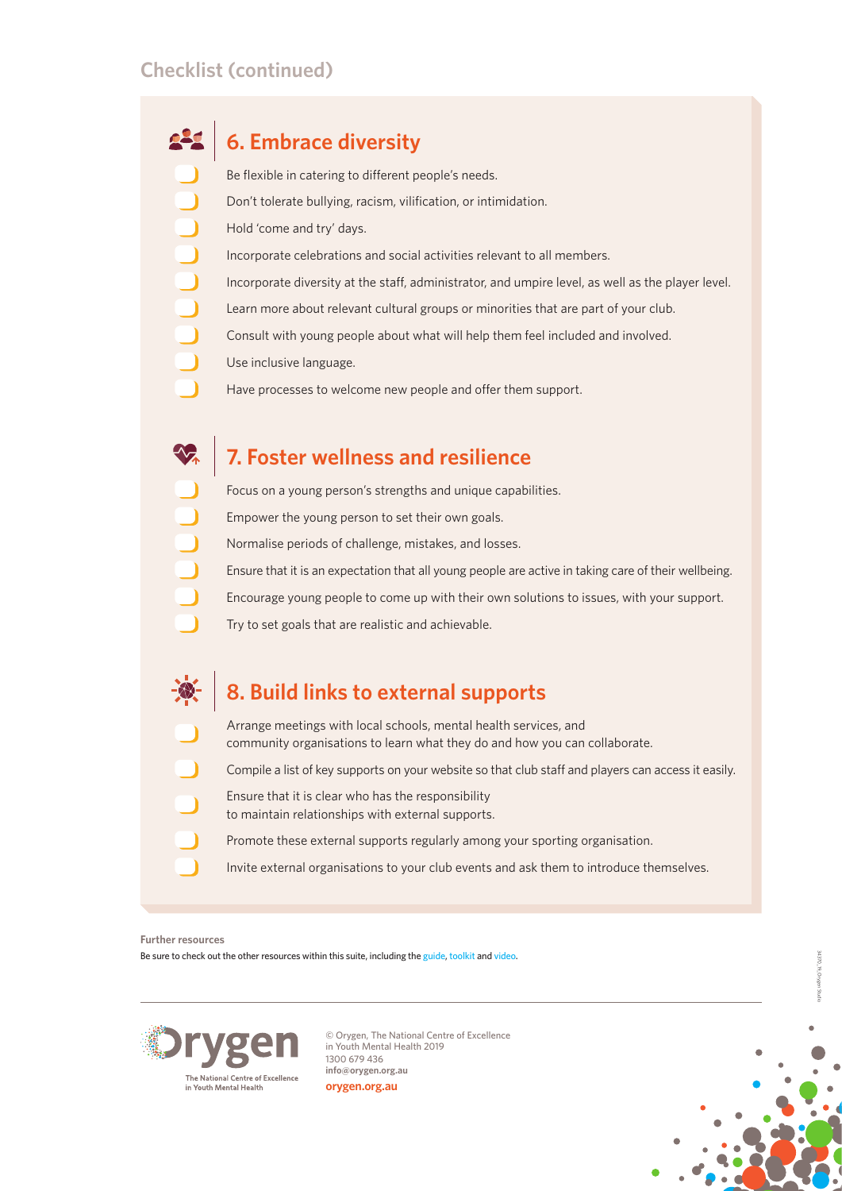## Checklist (continued)

### 6. Embrace diversity

- [ ] Be flexible in catering to different people's needs.
- [ ] Don't tolerate bullying, racism, vilification, or intimidation.
- [ ] Hold 'come and try' days.
- [ ] Incorporate celebrations and social activities relevant to all members.
- [ ] Incorporate diversity at the staff, administrator, and umpire level, as well as the player level.
- [ ] Learn more about relevant cultural groups or minorities that are part of your club.
- [ ] Consult with young people about what will help them feel included and involved.
- [ ] Use inclusive language.
- [ ] Have processes to welcome new people and offer them support.

### 7. Foster wellness and resilience

- [ ] Focus on a young person's strengths and unique capabilities.
- [ ] Empower the young person to set their own goals.
- [ ] Normalise periods of challenge, mistakes, and losses.
- [ ] Ensure that it is an expectation that all young people are active in taking care of their wellbeing.
- [ ] Encourage young people to come up with their own solutions to issues, with your support.
- [ ] Try to set goals that are realistic and achievable.

### 8. Build links to external supports

- [ ] Arrange meetings with local schools, mental health services, and community organisations to learn what they do and how you can collaborate.
- [ ] Compile a list of key supports on your website so that club staff and players can access it easily.
- [ ] Ensure that it is clear who has the responsibility to maintain relationships with external supports.
- [ ] Promote these external supports regularly among your sporting organisation.
- [ ] Invite external organisations to your club events and ask them to introduce themselves.

**Further resources**

Be sure to check out the other resources within this suite, including the guide, toolkit and video.

Orygen
The National Centre of Excellence in Youth Mental Health

© Orygen, The National Centre of Excellence in Youth Mental Health 2019
1300 679 436
**info@orygen.org.au**
**orygen.org.au**